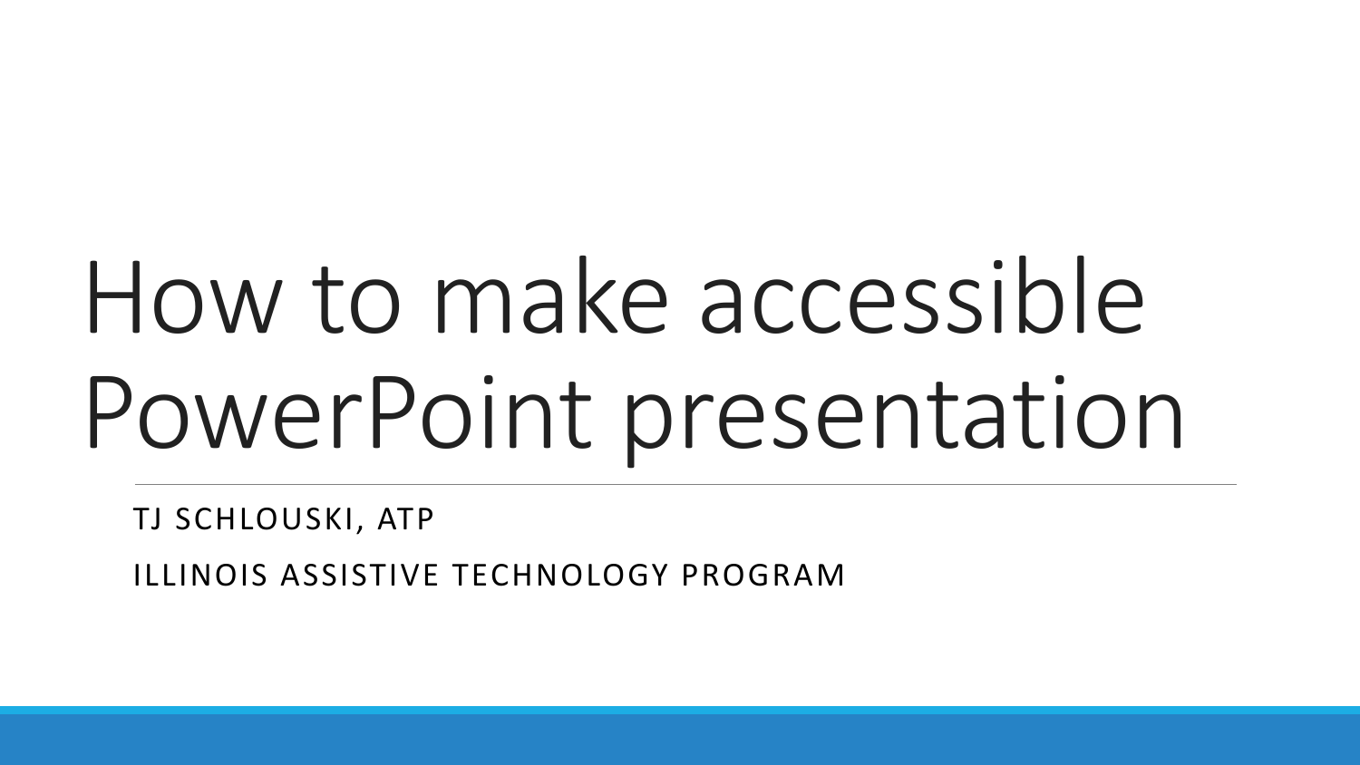# How to make accessible PowerPoint presentation

TJ SCHLOUSKI, ATP

ILLINOIS ASSISTIVE TECHNOLOGY PROGRAM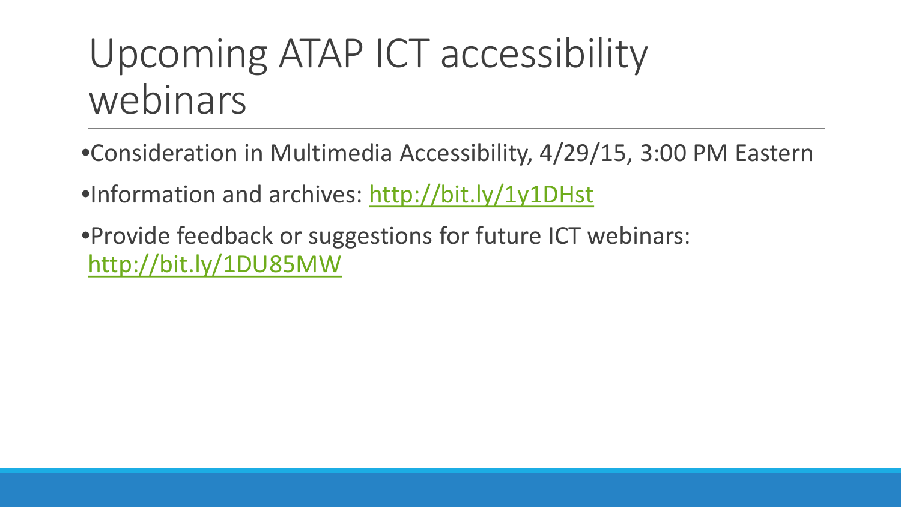# Upcoming ATAP ICT accessibility webinars

- Consideration in Multimedia Accessibility, 4/29/15, 3:00 PM Eastern
- Information and archives: http://bit.ly/1y1DHst
- Provide feedback or suggestions for future ICT webinars: http://bit.ly/1DU85MW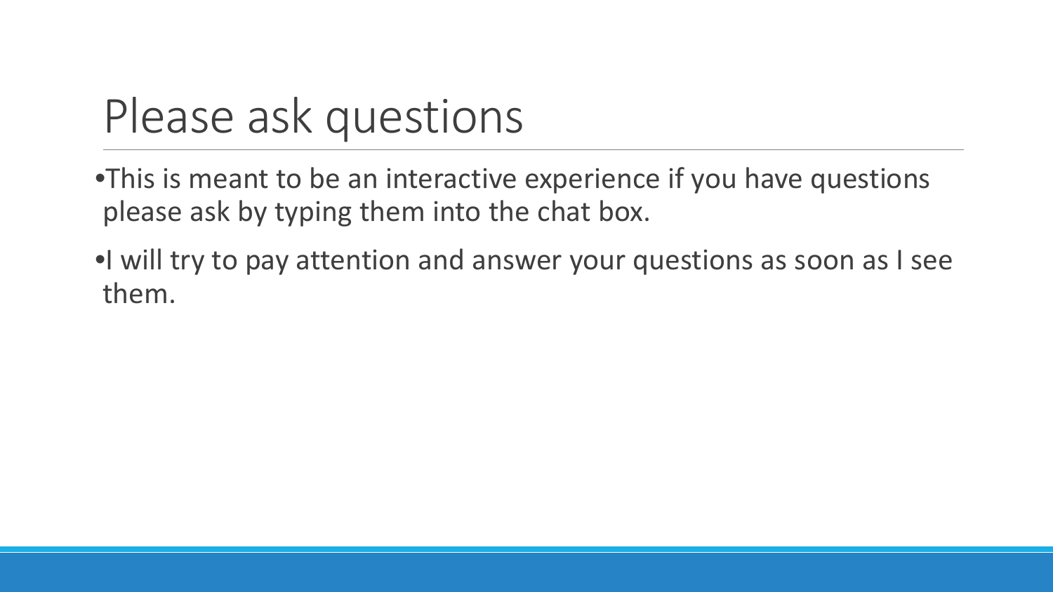# Please ask questions

- This is meant to be an interactive experience if you have questions please ask by typing them into the chat box.
- I will try to pay attention and answer your questions as soon as I see them.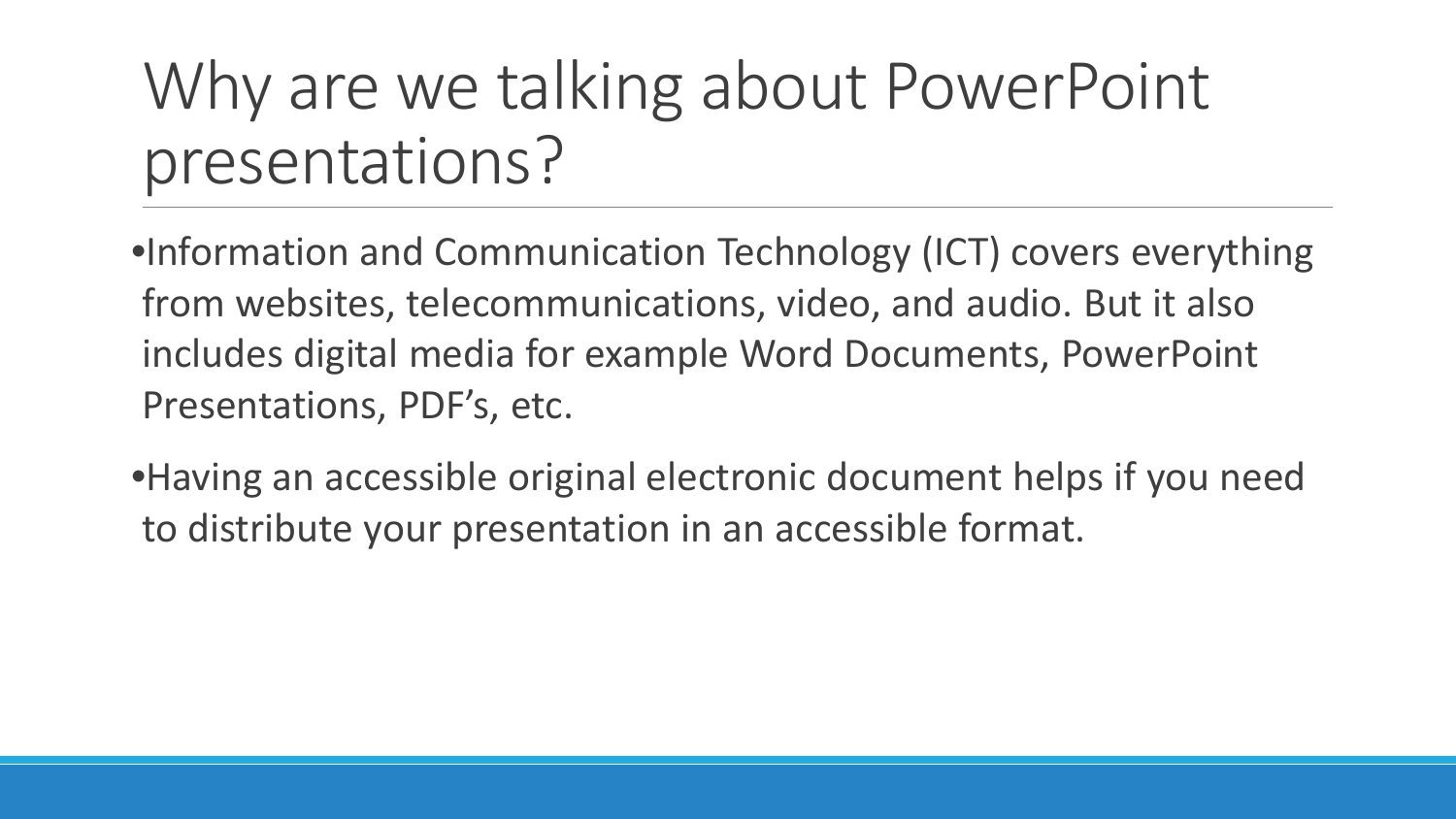# Why are we talking about PowerPoint presentations?

- Information and Communication Technology (ICT) covers everything from websites, telecommunications, video, and audio. But it also includes digital media for example Word Documents, PowerPoint Presentations, PDF's, etc.
- Having an accessible original electronic document helps if you need to distribute your presentation in an accessible format.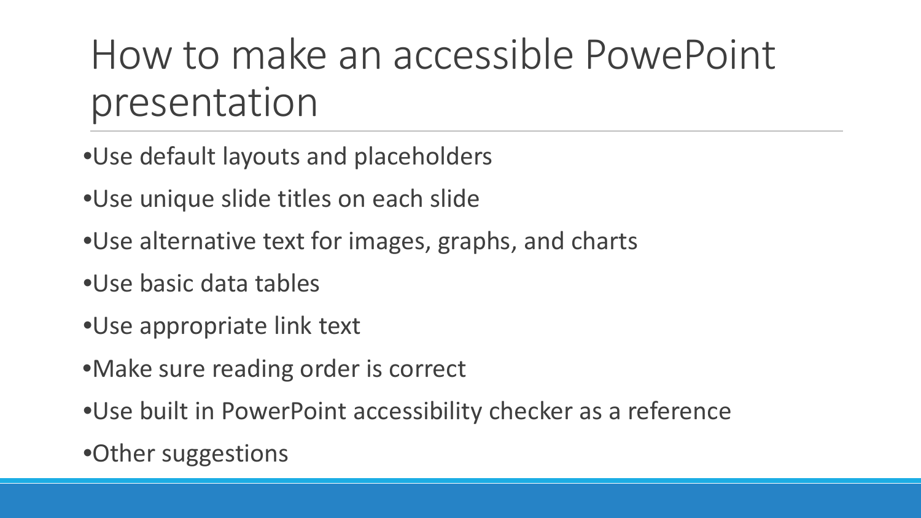# How to make an accessible PowePoint presentation

- Use default layouts and placeholders
- Use unique slide titles on each slide
- Use alternative text for images, graphs, and charts
- Use basic data tables
- Use appropriate link text
- Make sure reading order is correct
- Use built in PowerPoint accessibility checker as a reference
- Other suggestions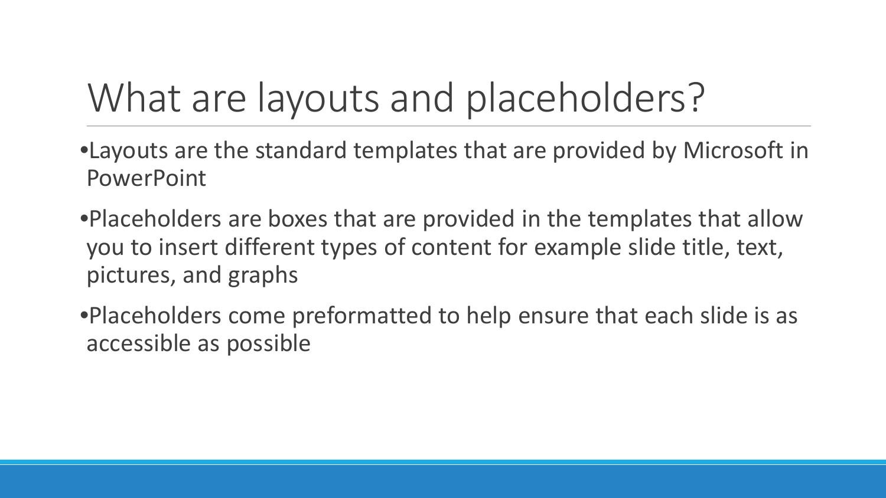# What are layouts and placeholders?

- Layouts are the standard templates that are provided by Microsoft in PowerPoint
- Placeholders are boxes that are provided in the templates that allow you to insert different types of content for example slide title, text, pictures, and graphs
- Placeholders come preformatted to help ensure that each slide is as accessible as possible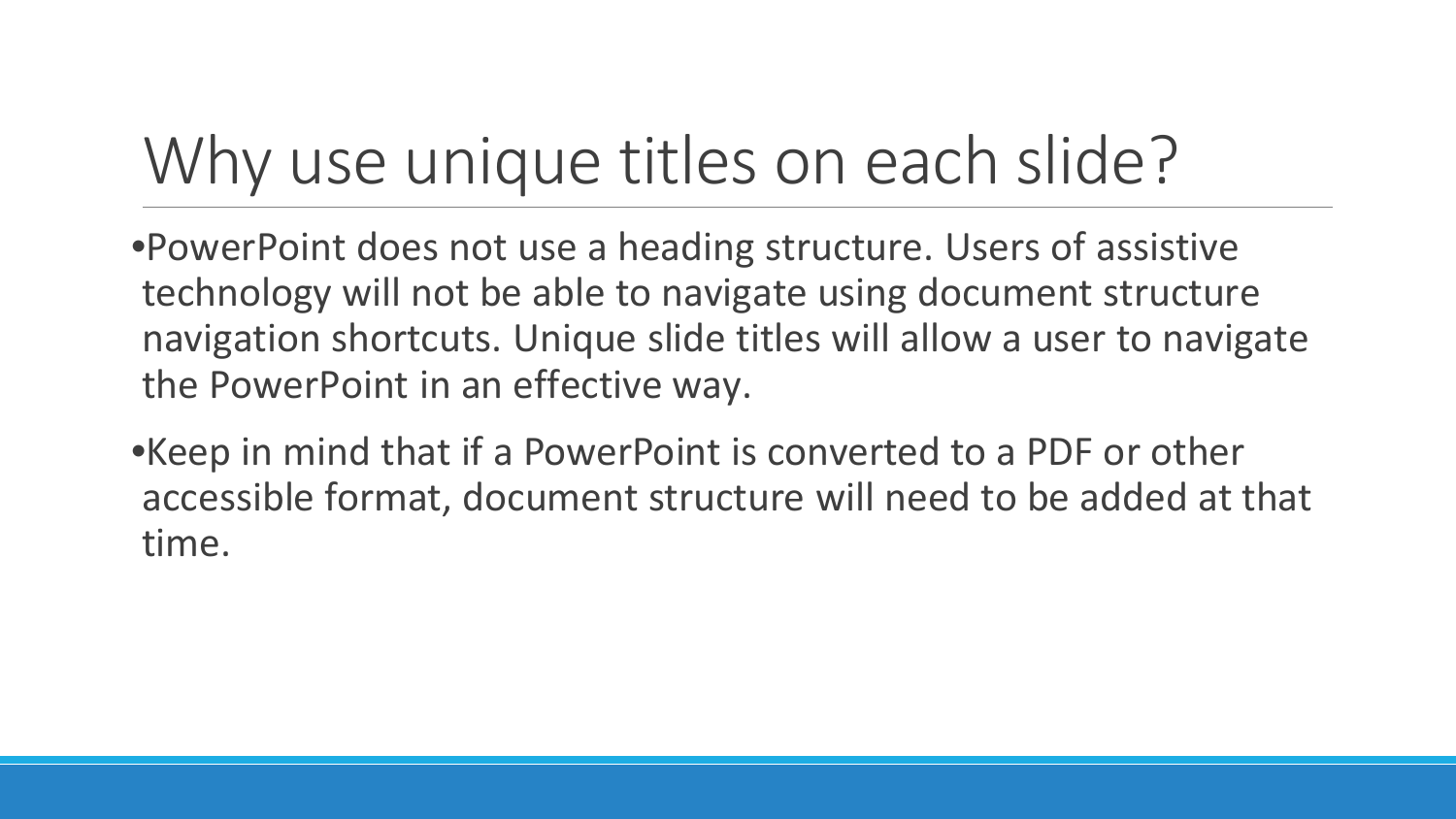# Why use unique titles on each slide?

- PowerPoint does not use a heading structure. Users of assistive technology will not be able to navigate using document structure navigation shortcuts. Unique slide titles will allow a user to navigate the PowerPoint in an effective way.
- Keep in mind that if a PowerPoint is converted to a PDF or other accessible format, document structure will need to be added at that time.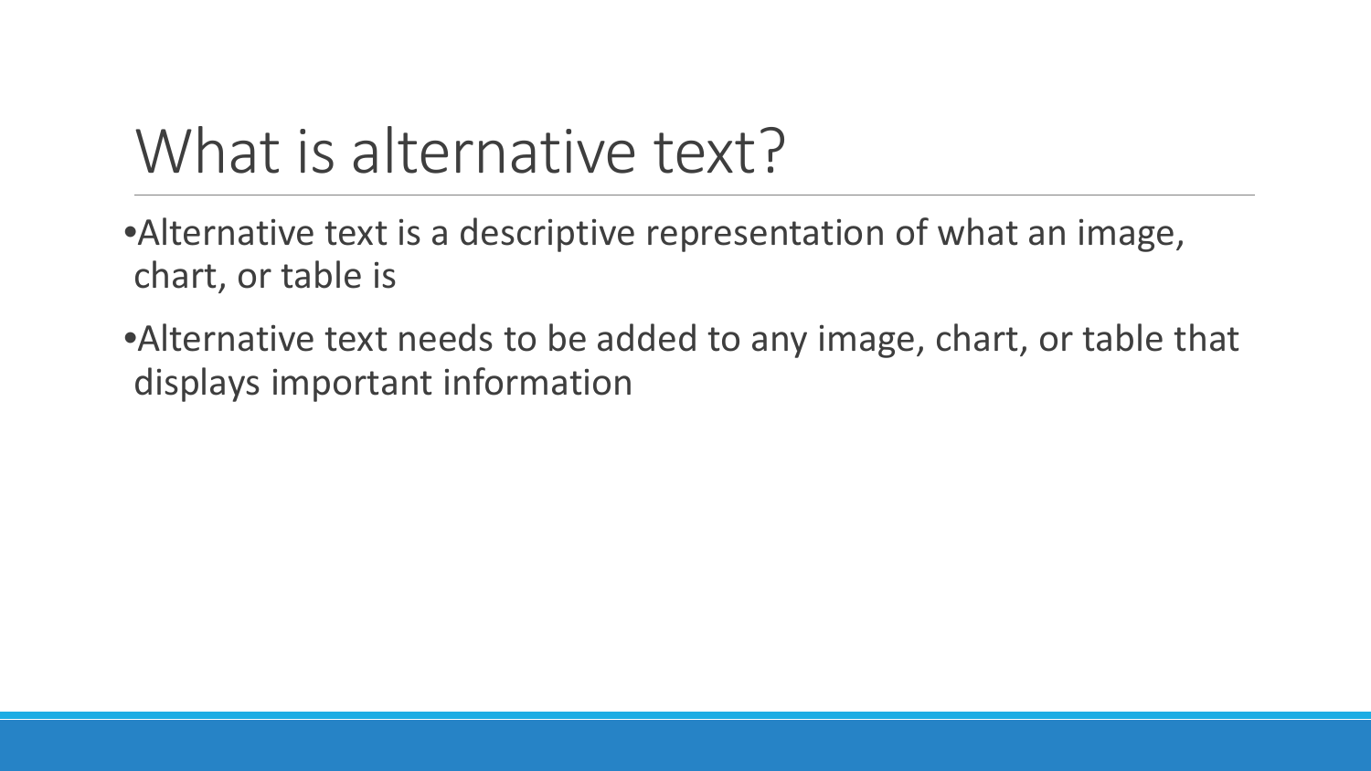# What is alternative text?

- Alternative text is a descriptive representation of what an image, chart, or table is
- Alternative text needs to be added to any image, chart, or table that displays important information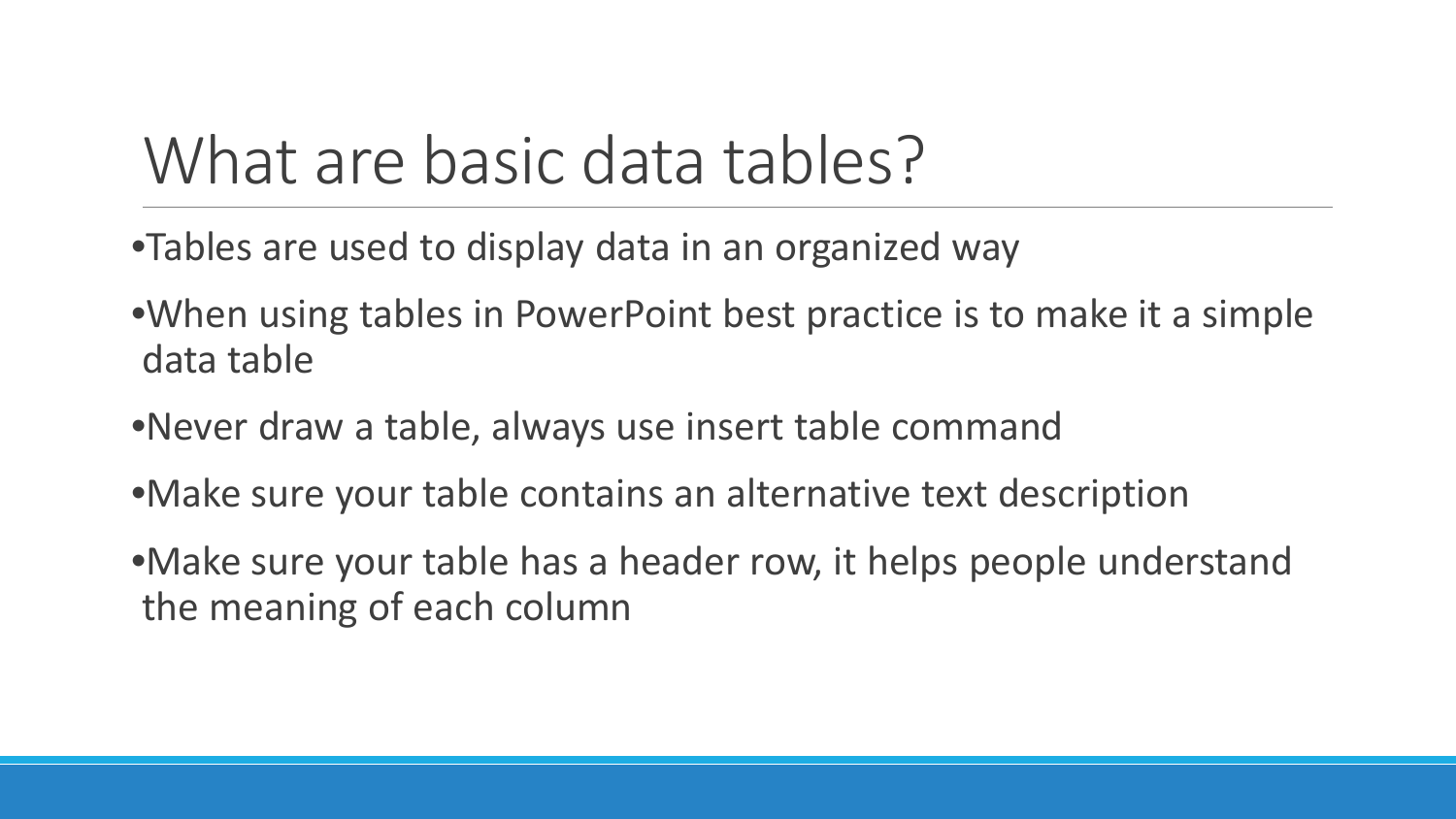# What are basic data tables?

- Tables are used to display data in an organized way
- When using tables in PowerPoint best practice is to make it a simple data table
- Never draw a table, always use insert table command
- Make sure your table contains an alternative text description
- Make sure your table has a header row, it helps people understand the meaning of each column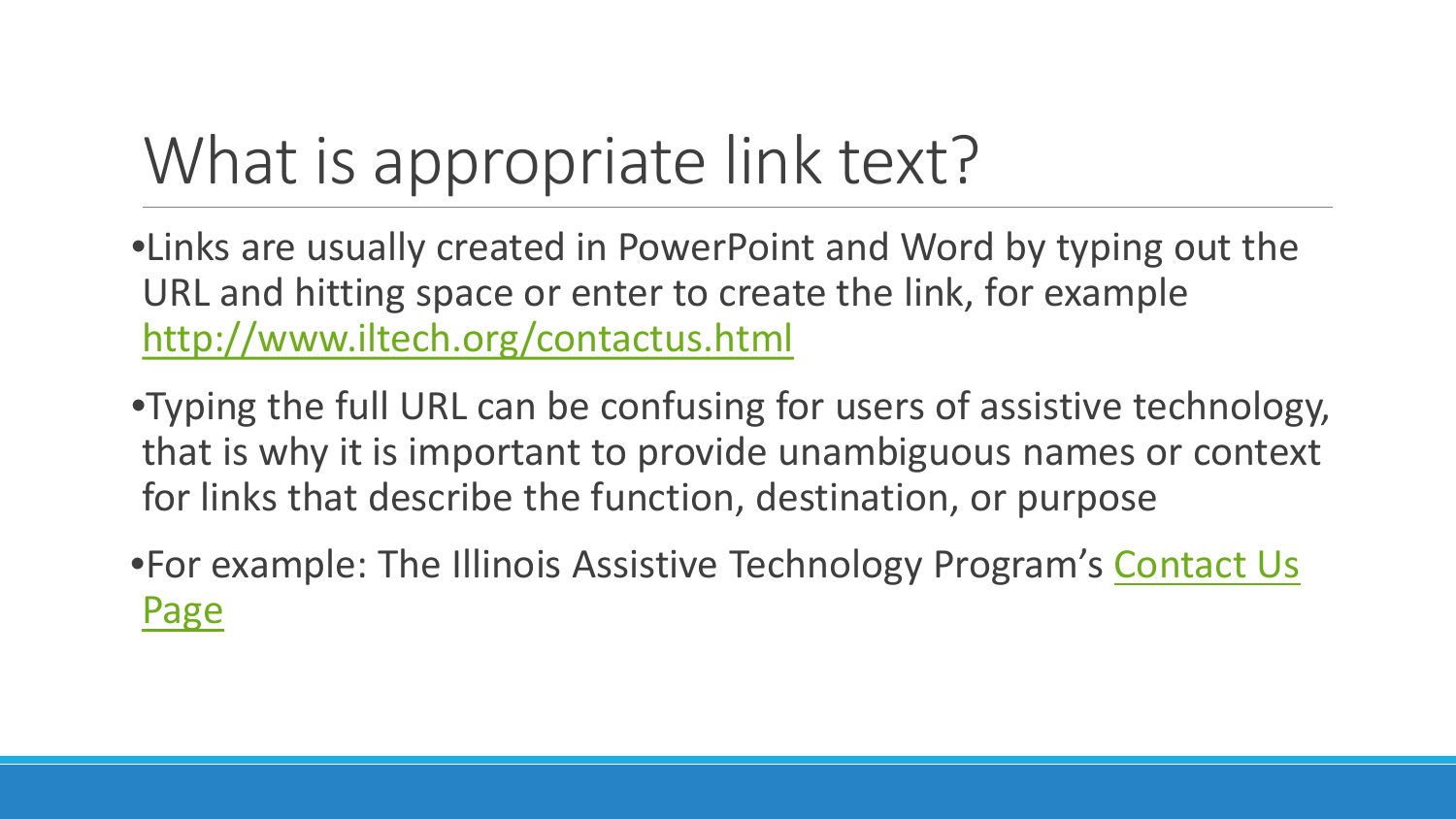# What is appropriate link text?

- Links are usually created in PowerPoint and Word by typing out the URL and hitting space or enter to create the link, for example [http://www.iltech.org/contactus.html](http://www.iltech.org/contactus.html)
- Typing the full URL can be confusing for users of assistive technology, that is why it is important to provide unambiguous names or context for links that describe the function, destination, or purpose
- For example: The Illinois Assistive Technology Program's Contact Us Page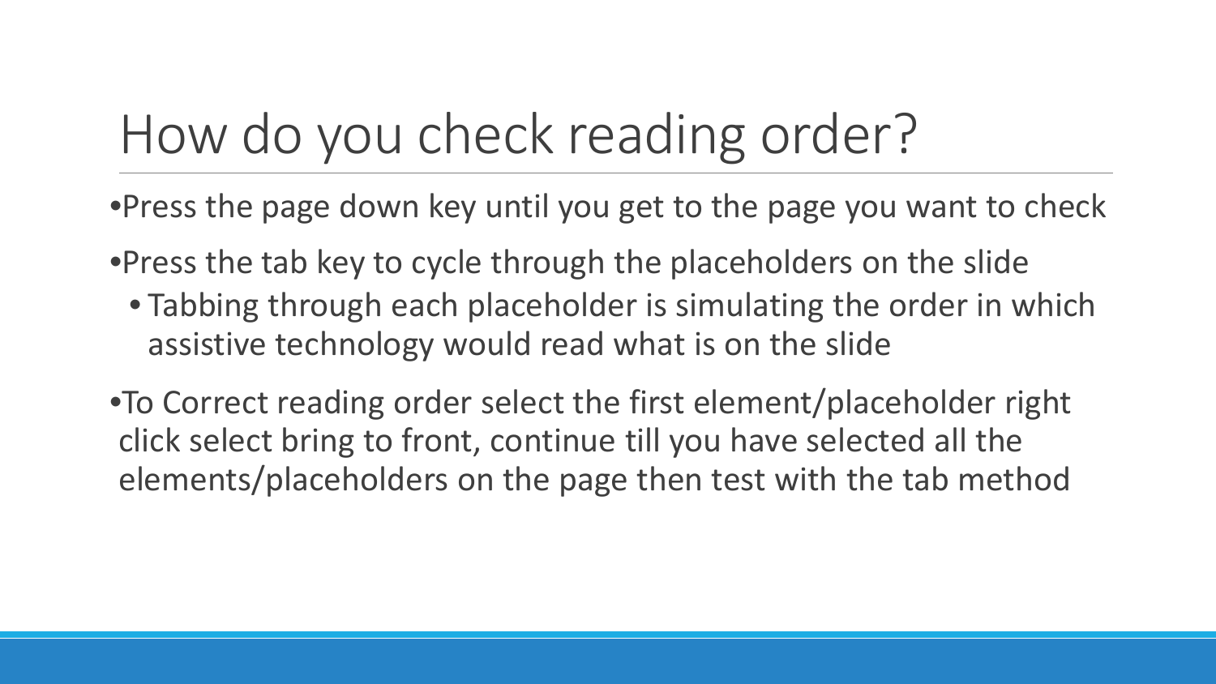# How do you check reading order?

- Press the page down key until you get to the page you want to check
- Press the tab key to cycle through the placeholders on the slide
  - Tabbing through each placeholder is simulating the order in which assistive technology would read what is on the slide
- To Correct reading order select the first element/placeholder right click select bring to front, continue till you have selected all the elements/placeholders on the page then test with the tab method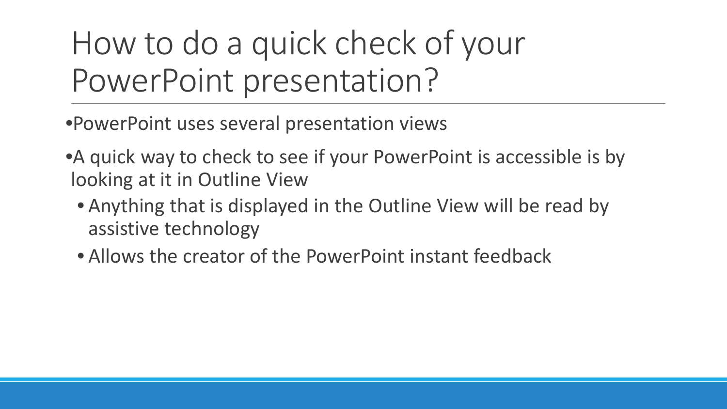# How to do a quick check of your PowerPoint presentation?

- PowerPoint uses several presentation views
- A quick way to check to see if your PowerPoint is accessible is by looking at it in Outline View
  - Anything that is displayed in the Outline View will be read by assistive technology
  - Allows the creator of the PowerPoint instant feedback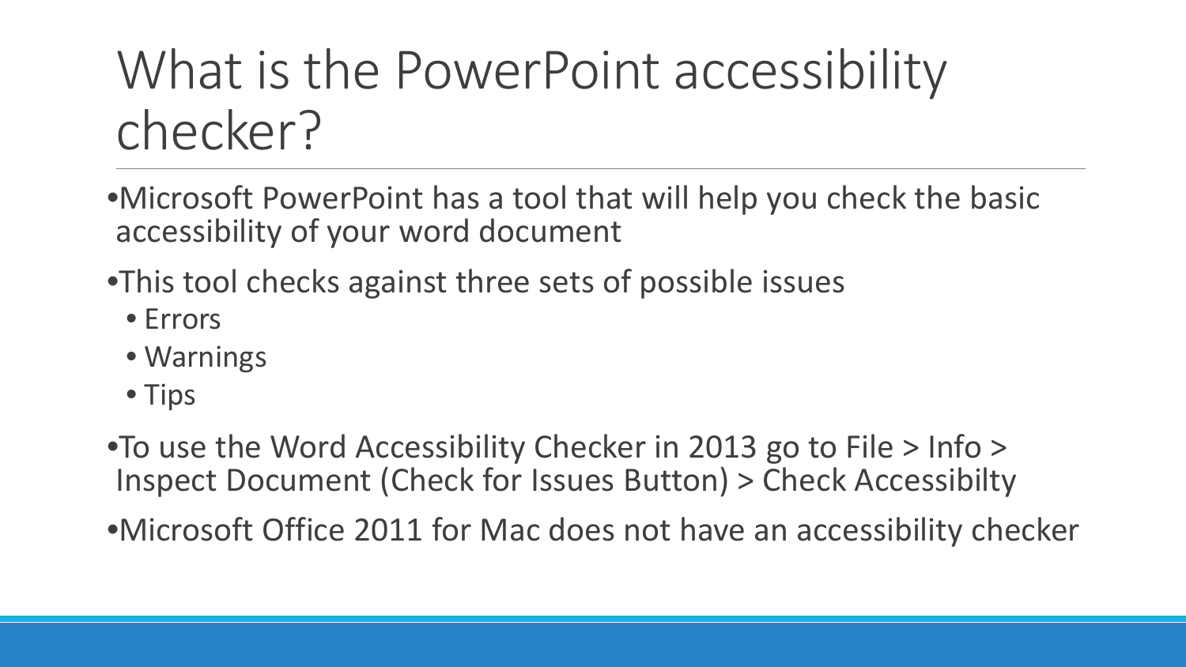# What is the PowerPoint accessibility checker?

- Microsoft PowerPoint has a tool that will help you check the basic accessibility of your word document
- This tool checks against three sets of possible issues
  - Errors
  - Warnings
  - Tips
- To use the Word Accessibility Checker in 2013 go to File > Info > Inspect Document (Check for Issues Button) > Check Accessibilty
- Microsoft Office 2011 for Mac does not have an accessibility checker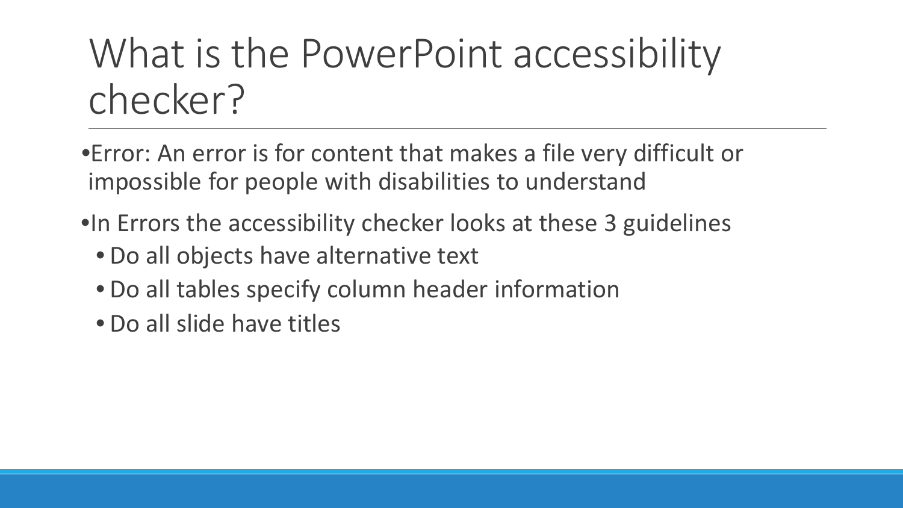# What is the PowerPoint accessibility checker?

- Error: An error is for content that makes a file very difficult or impossible for people with disabilities to understand
- In Errors the accessibility checker looks at these 3 guidelines
  - Do all objects have alternative text
  - Do all tables specify column header information
  - Do all slide have titles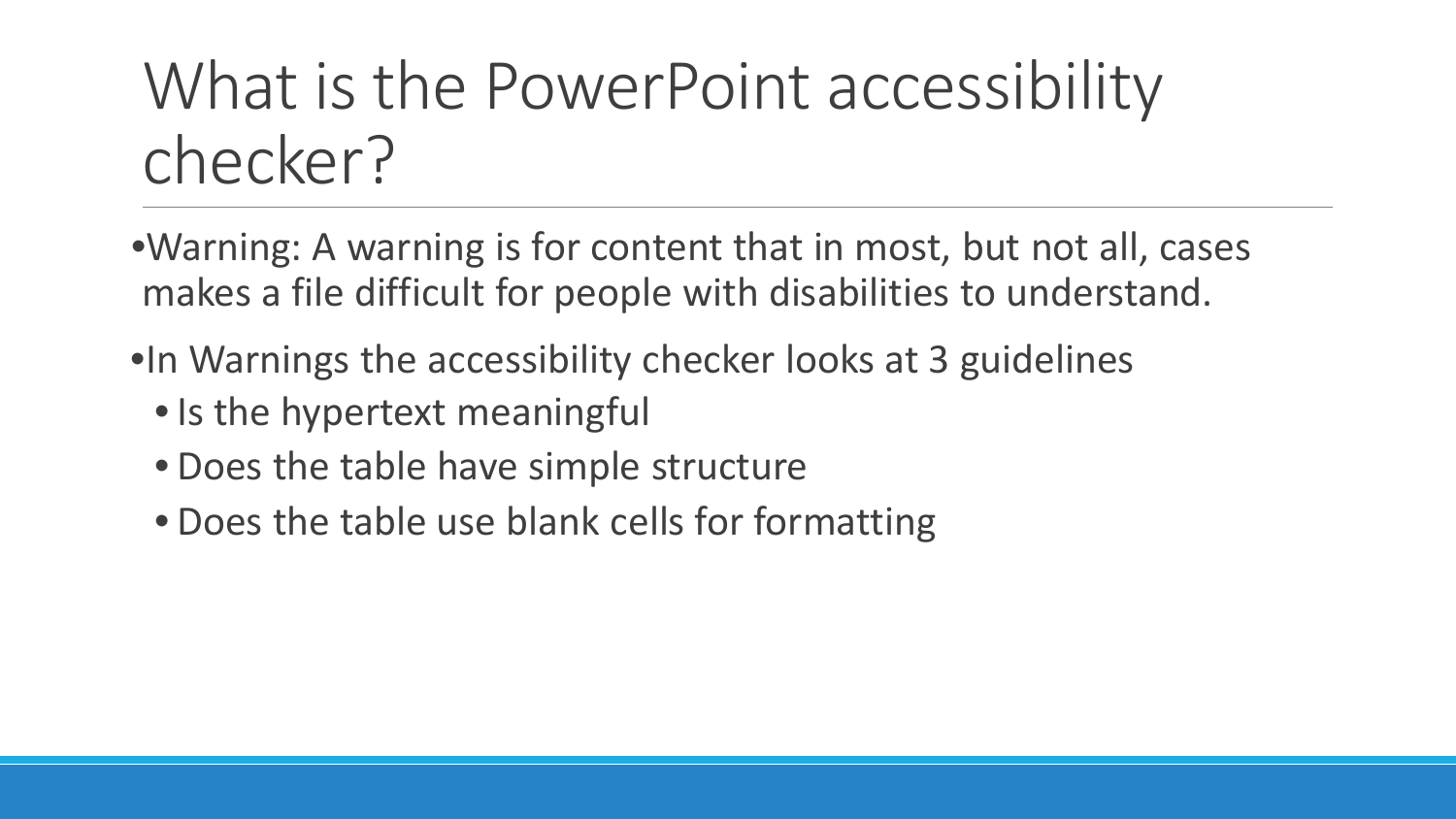# What is the PowerPoint accessibility checker?

- Warning: A warning is for content that in most, but not all, cases makes a file difficult for people with disabilities to understand.
- In Warnings the accessibility checker looks at 3 guidelines
  - Is the hypertext meaningful
  - Does the table have simple structure
  - Does the table use blank cells for formatting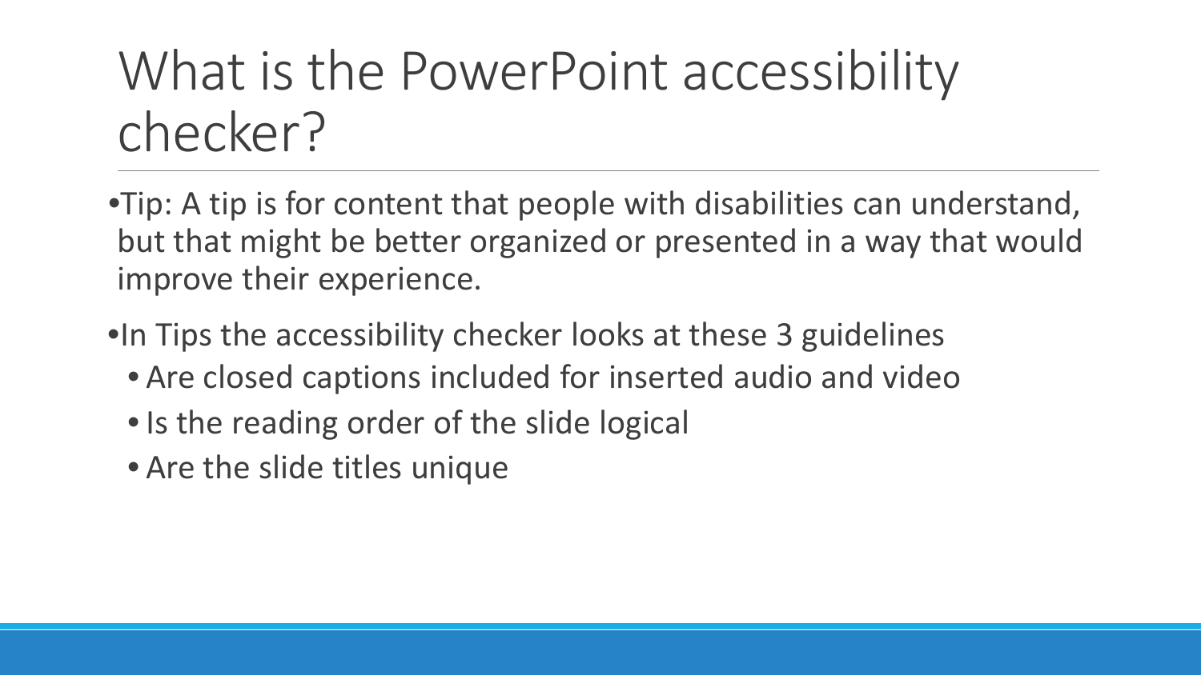# What is the PowerPoint accessibility checker?

- Tip: A tip is for content that people with disabilities can understand, but that might be better organized or presented in a way that would improve their experience.
- In Tips the accessibility checker looks at these 3 guidelines
  - Are closed captions included for inserted audio and video
  - Is the reading order of the slide logical
  - Are the slide titles unique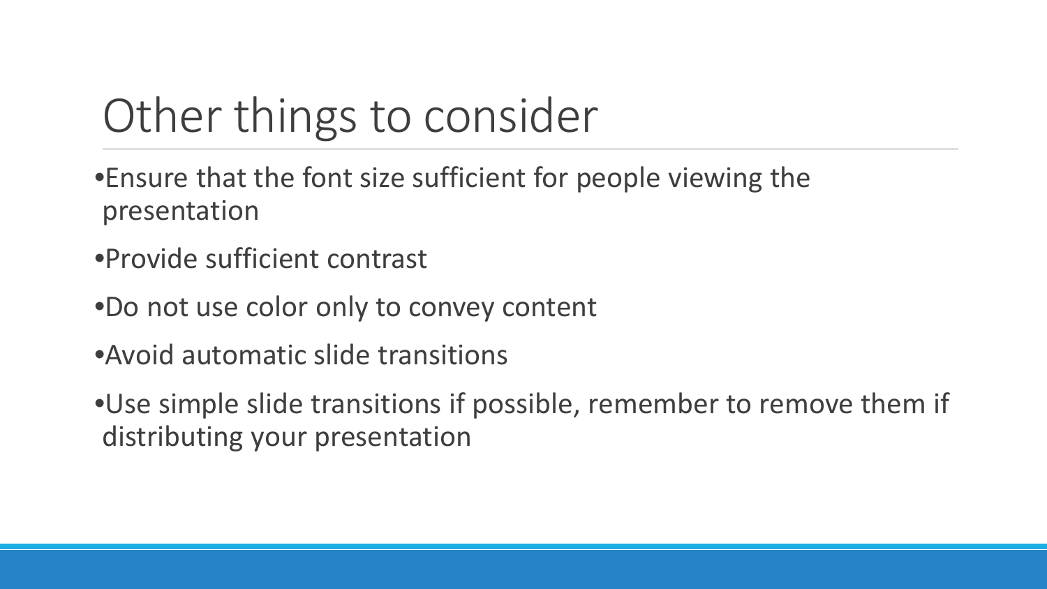# Other things to consider

- Ensure that the font size sufficient for people viewing the presentation
- Provide sufficient contrast
- Do not use color only to convey content
- Avoid automatic slide transitions
- Use simple slide transitions if possible, remember to remove them if distributing your presentation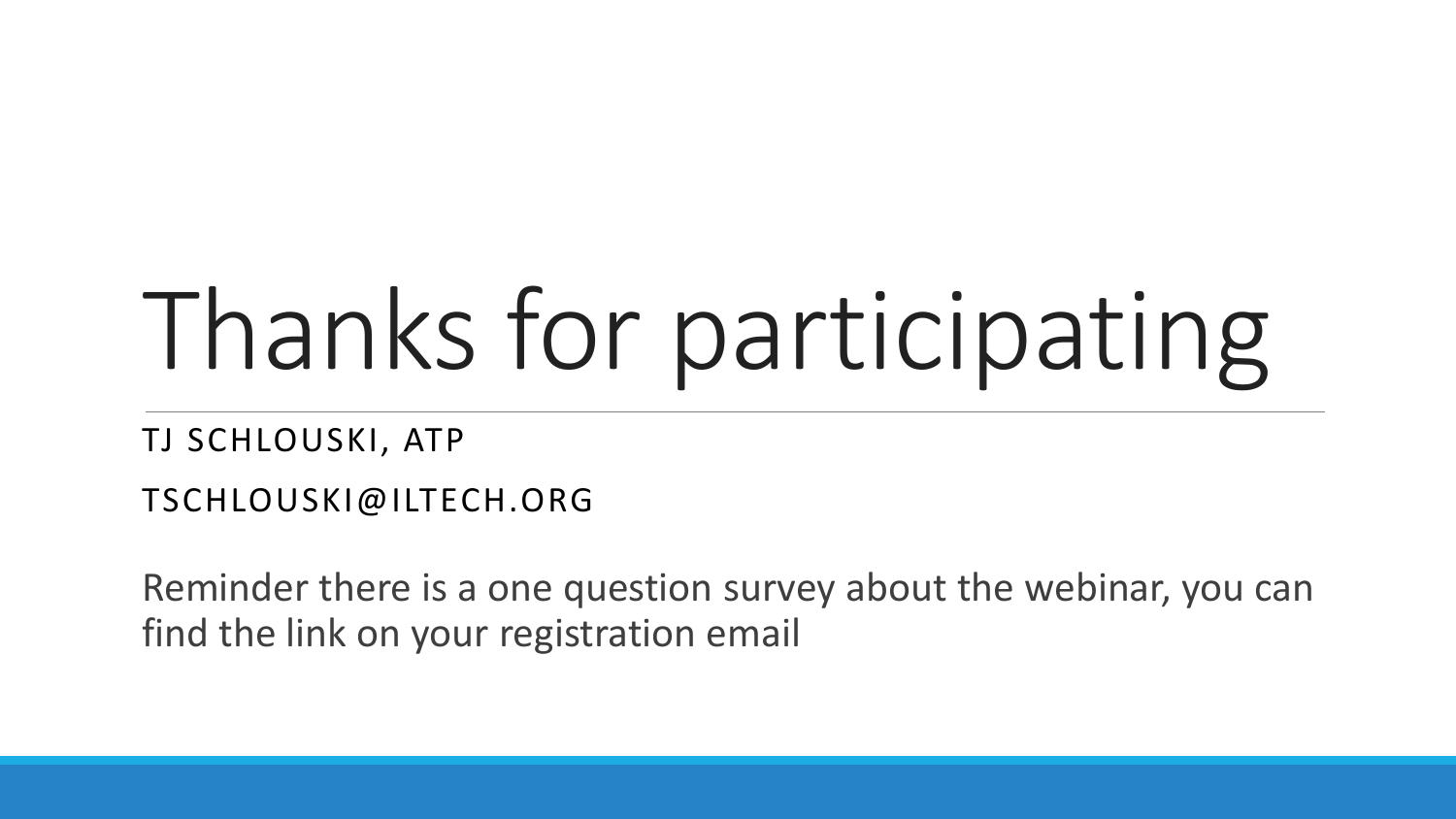# Thanks for participating

TJ SCHLOUSKI, ATP

TSCHLOUSKI@ILTECH.ORG

Reminder there is a one question survey about the webinar, you can find the link on your registration email